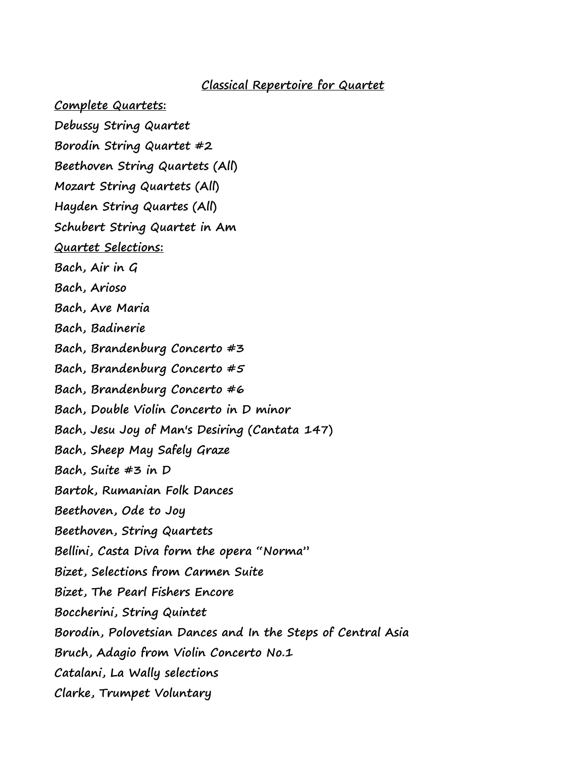# Classical Repertoire for Quartet

**Complete Quartets:**

Debussy String Quartet

Borodin String Quartet #2

Beethoven String Quartets (All)

Mozart String Quartets (All)

Hayden String Quartes (All)

Schubert String Quartet in Am

**Quartet Selections:**

Bach, Air in G

Bach, Arioso

Bach, Ave Maria

Bach, Badinerie

Bach, Brandenburg Concerto #3

Bach, Brandenburg Concerto #5

Bach, Brandenburg Concerto #6

Bach, Double Violin Concerto in D minor

Bach, Jesu Joy of Man's Desiring (Cantata 147)

Bach, Sheep May Safely Graze

Bach, Suite #3 in D

Bartok, Rumanian Folk Dances

Beethoven, Ode to Joy

Beethoven, String Quartets

Bellini, Casta Diva form the opera "Norma"

Bizet, Selections from Carmen Suite

Bizet, The Pearl Fishers Encore

Boccherini, String Quintet

Borodin, Polovetsian Dances and In the Steps of Central Asia

Bruch, Adagio from Violin Concerto No.1

Catalani, La Wally selections

Clarke, Trumpet Voluntary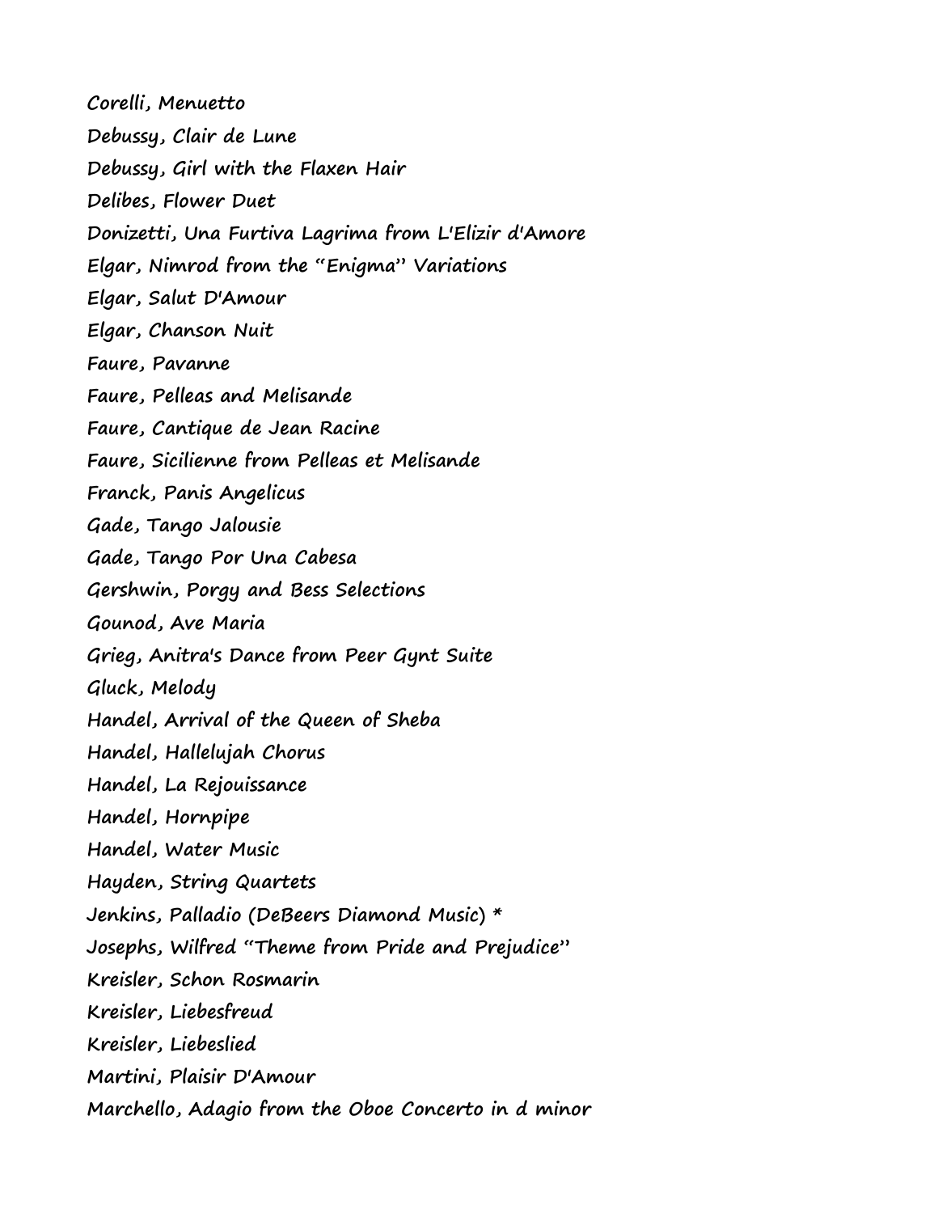Corelli, Menuetto

Debussy, Clair de Lune

Debussy, Girl with the Flaxen Hair

Delibes, Flower Duet

Donizetti, Una Furtiva Lagrima from L'Elizir d'Amore

Elgar, Nimrod from the "Enigma" Variations

Elgar, Salut D'Amour

Elgar, Chanson Nuit

Faure, Pavanne

Faure, Pelleas and Melisande

Faure, Cantique de Jean Racine

Faure, Sicilienne from Pelleas et Melisande

Franck, Panis Angelicus

Gade, Tango Jalousie

Gade, Tango Por Una Cabesa

Gershwin, Porgy and Bess Selections

Gounod, Ave Maria

Grieg, Anitra's Dance from Peer Gynt Suite

Gluck, Melody

Handel, Arrival of the Queen of Sheba

Handel, Hallelujah Chorus

Handel, La Rejouissance

Handel, Hornpipe

Handel, Water Music

Hayden, String Quartets

Jenkins, Palladio (DeBeers Diamond Music) *

Josephs, Wilfred "Theme from Pride and Prejudice"

Kreisler, Schon Rosmarin

Kreisler, Liebesfreud

Kreisler, Liebeslied

Martini, Plaisir D'Amour

Marchello, Adagio from the Oboe Concerto in d minor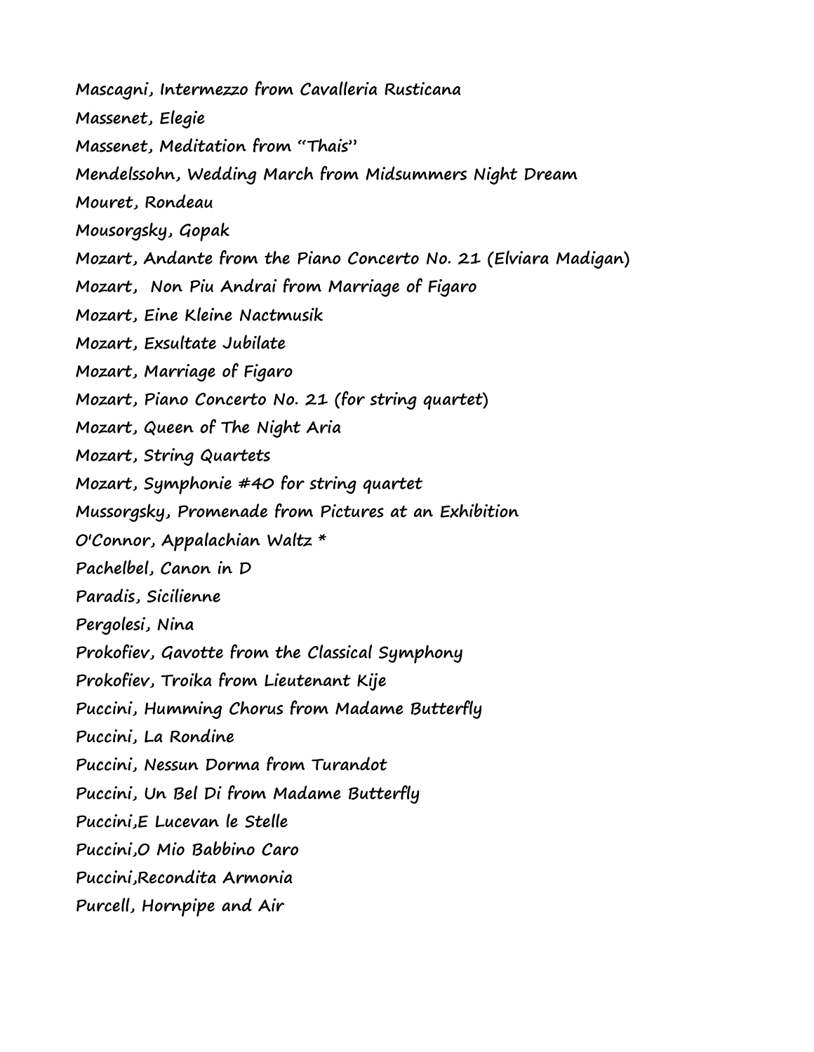Mascagni, Intermezzo from Cavalleria Rusticana

Massenet, Elegie

Massenet, Meditation from "Thais"

Mendelssohn, Wedding March from Midsummers Night Dream

Mouret, Rondeau

Mousorgsky, Gopak

Mozart, Andante from the Piano Concerto No. 21 (Elviara Madigan)

Mozart, Non Piu Andrai from Marriage of Figaro

Mozart, Eine Kleine Nactmusik

Mozart, Exsultate Jubilate

Mozart, Marriage of Figaro

Mozart, Piano Concerto No. 21 (for string quartet)

Mozart, Queen of The Night Aria

Mozart, String Quartets

Mozart, Symphonie #40 for string quartet

Mussorgsky, Promenade from Pictures at an Exhibition

O'Connor, Appalachian Waltz *

Pachelbel, Canon in D

Paradis, Sicilienne

Pergolesi, Nina

Prokofiev, Gavotte from the Classical Symphony

Prokofiev, Troika from Lieutenant Kije

Puccini, Humming Chorus from Madame Butterfly

Puccini, La Rondine

Puccini, Nessun Dorma from Turandot

Puccini, Un Bel Di from Madame Butterfly

Puccini,E Lucevan le Stelle

Puccini,O Mio Babbino Caro

Puccini,Recondita Armonia

Purcell, Hornpipe and Air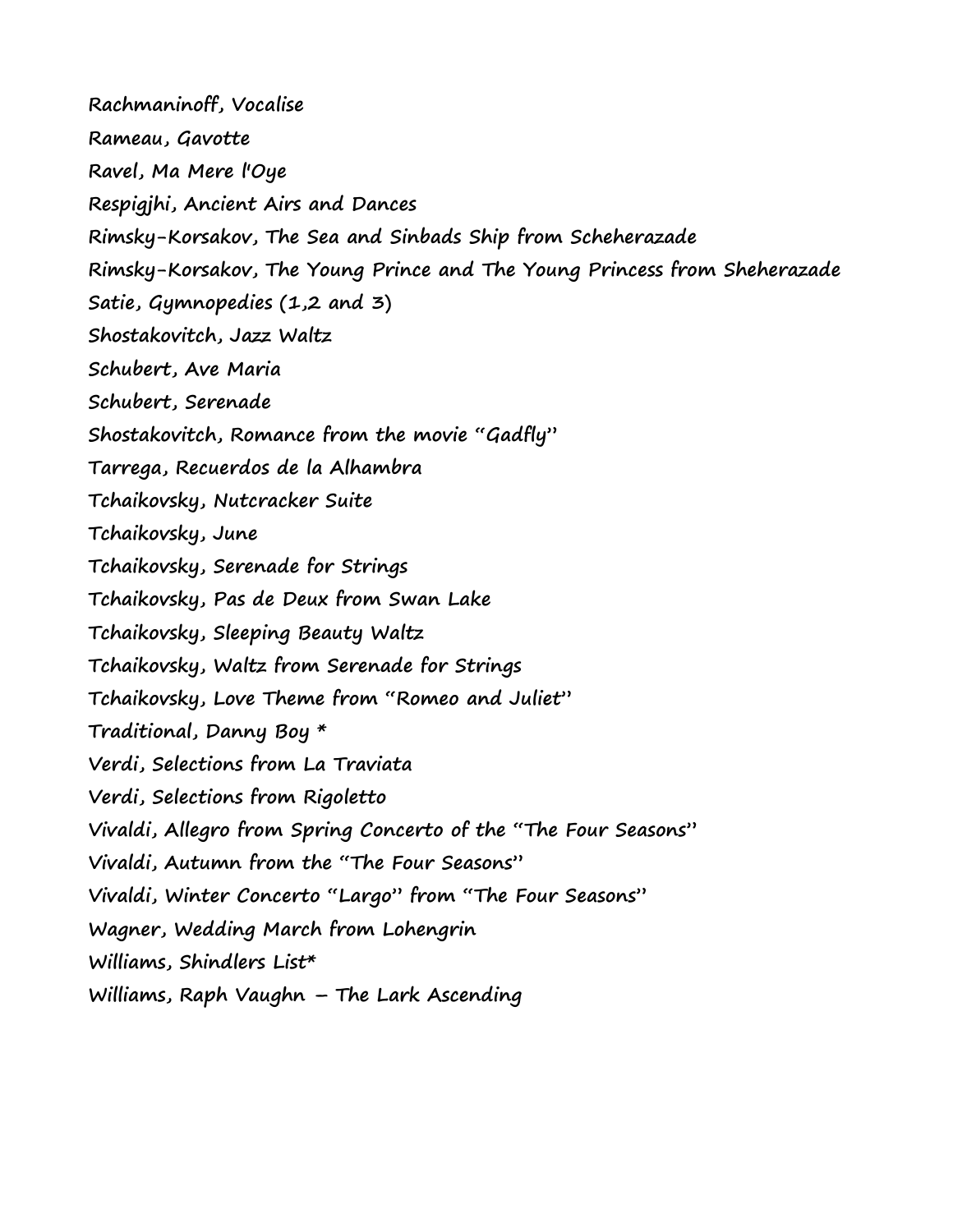Rachmaninoff, Vocalise

Rameau, Gavotte

Ravel, Ma Mere l'Oye

Respigjhi, Ancient Airs and Dances

Rimsky-Korsakov, The Sea and Sinbads Ship from Scheherazade

Rimsky-Korsakov, The Young Prince and The Young Princess from Sheherazade

Satie, Gymnopedies (1,2 and 3)

Shostakovitch, Jazz Waltz

Schubert, Ave Maria

Schubert, Serenade

Shostakovitch, Romance from the movie "Gadfly"

Tarrega, Recuerdos de la Alhambra

Tchaikovsky, Nutcracker Suite

Tchaikovsky, June

Tchaikovsky, Serenade for Strings

Tchaikovsky, Pas de Deux from Swan Lake

Tchaikovsky, Sleeping Beauty Waltz

Tchaikovsky, Waltz from Serenade for Strings

Tchaikovsky, Love Theme from "Romeo and Juliet"

Traditional, Danny Boy *

Verdi, Selections from La Traviata

Verdi, Selections from Rigoletto

Vivaldi, Allegro from Spring Concerto of the "The Four Seasons"

Vivaldi, Autumn from the "The Four Seasons"

Vivaldi, Winter Concerto "Largo" from "The Four Seasons"

Wagner, Wedding March from Lohengrin

Williams, Shindlers List*

Williams, Raph Vaughn – The Lark Ascending